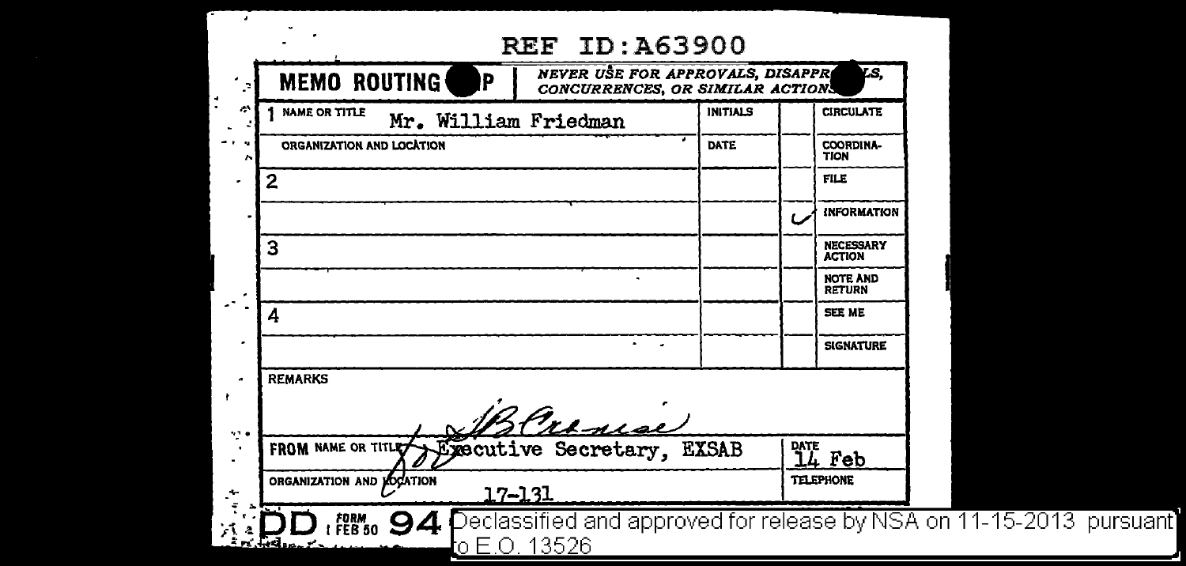REF ID:A63900

**MEMO ROUTING SLIP** — *NEVER USE FOR APPROVALS, DISAPPROVALS, CONCURRENCES, OR SIMILAR ACTIONS*

| | NAME OR TITLE | INITIALS | | CIRCULATE |
|---|---|---|---|---|
| 1 | Mr. William Friedman | | | |
| | ORGANIZATION AND LOCATION | DATE | | COORDINATION |
| 2 | | | | FILE |
| | | | ✓ | INFORMATION |
| 3 | | | | NECESSARY ACTION |
| | | | | NOTE AND RETURN |
| 4 | | | | SEE ME |
| | | | | SIGNATURE |

REMARKS

J B Cranise

FROM NAME OR TITLE: Executive Secretary, EXSAB — DATE: 14 Feb

ORGANIZATION AND LOCATION: 17-131 — TELEPHONE:

DD FORM 1 FEB 50 94

Declassified and approved for release by NSA on 11-15-2013 pursuant to E.O. 13526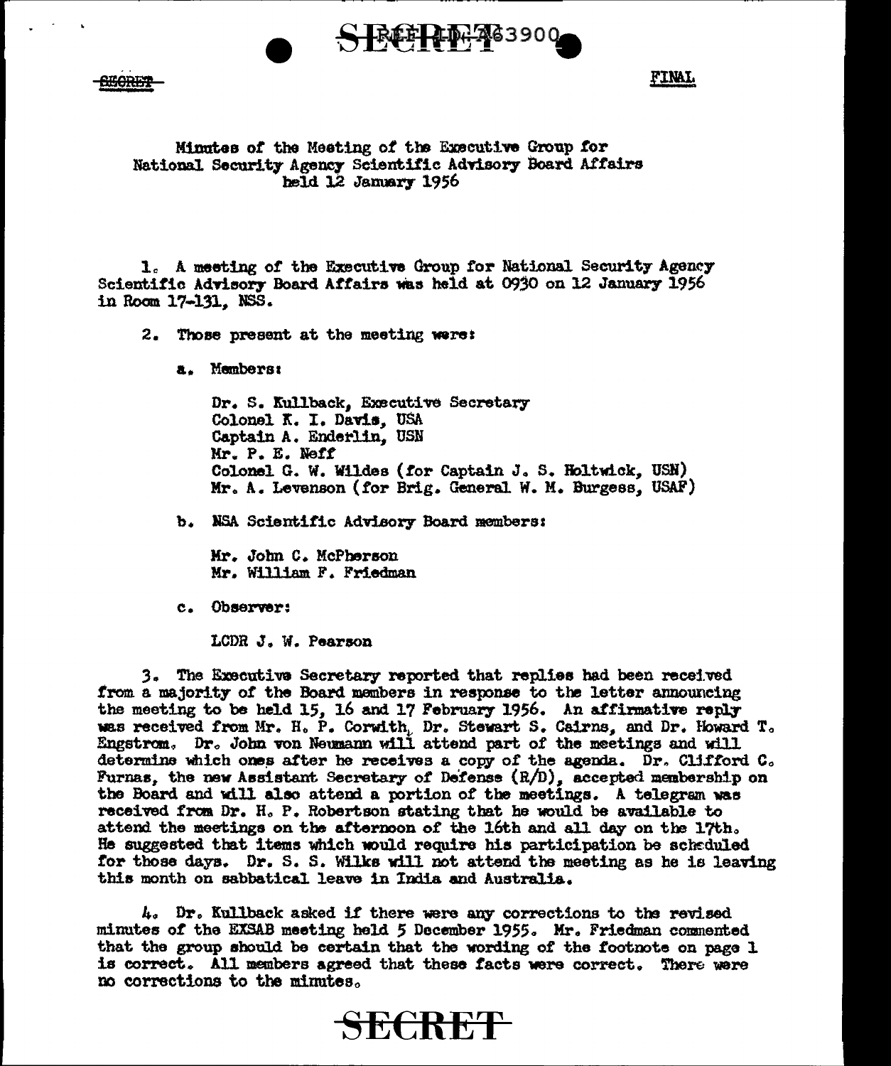Minutes of the Meeting of the Executive Group for National Security Agency Scientific Advisory Board Affairs held 12 January 1956

1. A meeting of the Executive Group for National Security Agency Scientific Advisory Board Affairs was held at 0930 on 12 January 1956 in Room 17-131, NSS.

2. Those present at the meeting were:

a. Members:

Dr. S. Kullback, Executive Secretary
Colonel K. I. Davis, USA
Captain A. Enderlin, USN
Mr. P. E. Neff
Colonel G. W. Wildes (for Captain J. S. Holtwick, USN)
Mr. A. Levenson (for Brig. General W. M. Burgess, USAF)

b. NSA Scientific Advisory Board members:

Mr. John C. McPherson
Mr. William F. Friedman

c. Observer:

LCDR J. W. Pearson

3. The Executive Secretary reported that replies had been received from a majority of the Board members in response to the letter announcing the meeting to be held 15, 16 and 17 February 1956. An affirmative reply was received from Mr. H. P. Corwith, Dr. Stewart S. Cairns, and Dr. Howard T. Engstrom. Dr. John von Neumann will attend part of the meetings and will determine which ones after he receives a copy of the agenda. Dr. Clifford C. Furnas, the new Assistant Secretary of Defense (R/D), accepted membership on the Board and will also attend a portion of the meetings. A telegram was received from Dr. H. P. Robertson stating that he would be available to attend the meetings on the afternoon of the 16th and all day on the 17th. He suggested that items which would require his participation be scheduled for those days. Dr. S. S. Wilks will not attend the meeting as he is leaving this month on sabbatical leave in India and Australia.

4. Dr. Kullback asked if there were any corrections to the revised minutes of the EXSAB meeting held 5 December 1955. Mr. Friedman commented that the group should be certain that the wording of the footnote on page 1 is correct. All members agreed that these facts were correct. There were no corrections to the minutes.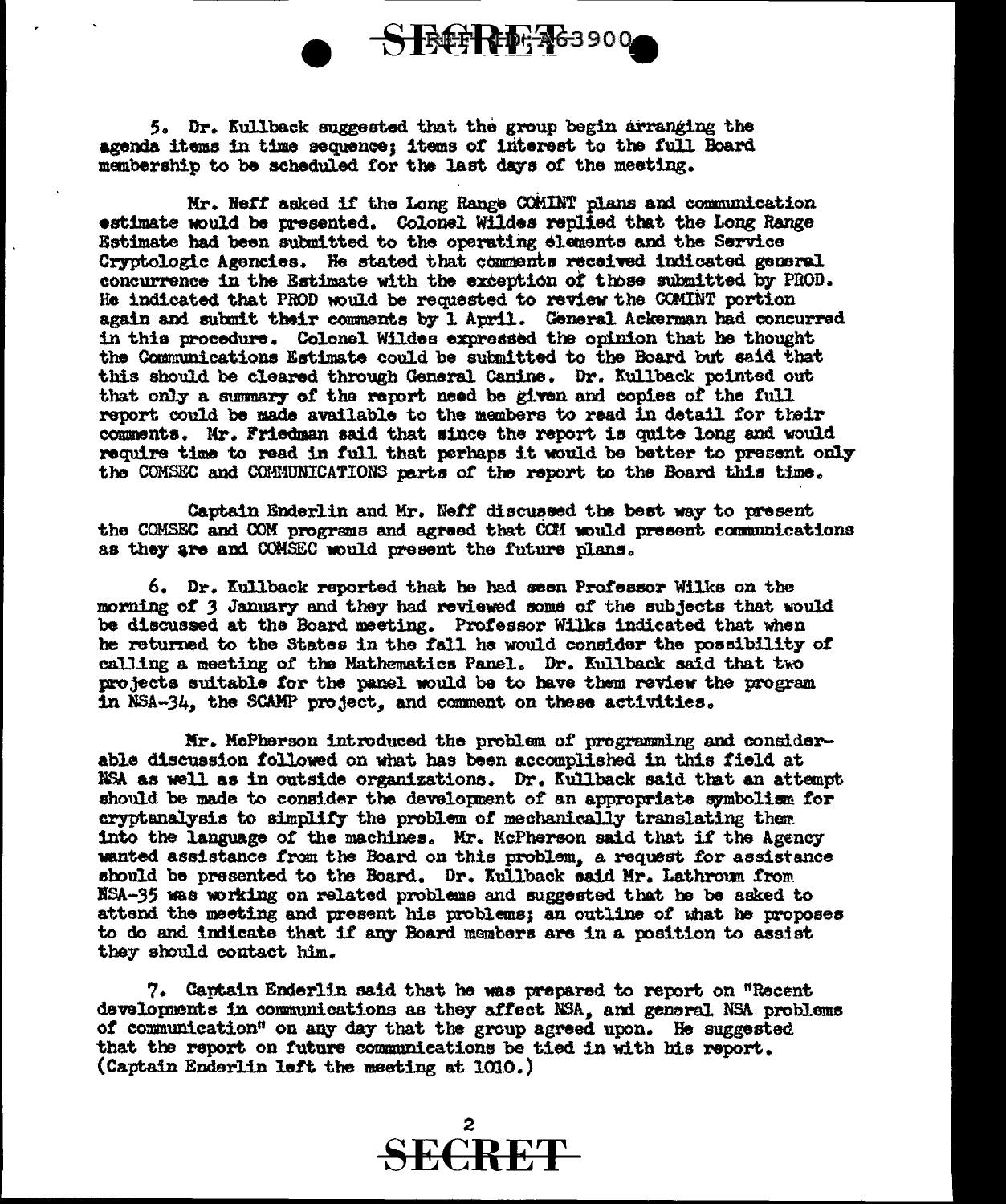5. Dr. Kullback suggested that the group begin arranging the agenda items in time sequence; items of interest to the full Board membership to be scheduled for the last days of the meeting.

Mr. Neff asked if the Long Range COMINT plans and communication estimate would be presented. Colonel Wildes replied that the Long Range Estimate had been submitted to the operating elements and the Service Cryptologic Agencies. He stated that comments received indicated general concurrence in the Estimate with the exception of those submitted by PROD. He indicated that PROD would be requested to review the COMINT portion again and submit their comments by 1 April. General Ackerman had concurred in this procedure. Colonel Wildes expressed the opinion that he thought the Communications Estimate could be submitted to the Board but said that this should be cleared through General Canine. Dr. Kullback pointed out that only a summary of the report need be given and copies of the full report could be made available to the members to read in detail for their comments. Mr. Friedman said that since the report is quite long and would require time to read in full that perhaps it would be better to present only the COMSEC and COMMUNICATIONS parts of the report to the Board this time.

Captain Enderlin and Mr. Neff discussed the best way to present the COMSEC and COM programs and agreed that COM would present communications as they are and COMSEC would present the future plans.

6. Dr. Kullback reported that he had seen Professor Wilks on the morning of 3 January and they had reviewed some of the subjects that would be discussed at the Board meeting. Professor Wilks indicated that when he returned to the States in the fall he would consider the possibility of calling a meeting of the Mathematics Panel. Dr. Kullback said that two projects suitable for the panel would be to have them review the program in NSA-34, the SCAMP project, and comment on these activities.

Mr. McPherson introduced the problem of programming and considerable discussion followed on what has been accomplished in this field at NSA as well as in outside organizations. Dr. Kullback said that an attempt should be made to consider the development of an appropriate symbolism for cryptanalysis to simplify the problem of mechanically translating them into the language of the machines. Mr. McPherson said that if the Agency wanted assistance from the Board on this problem, a request for assistance should be presented to the Board. Dr. Kullback said Mr. Lathroum from NSA-35 was working on related problems and suggested that he be asked to attend the meeting and present his problems; an outline of what he proposes to do and indicate that if any Board members are in a position to assist they should contact him.

7. Captain Enderlin said that he was prepared to report on "Recent developments in communications as they affect NSA, and general NSA problems of communication" on any day that the group agreed upon. He suggested that the report on future communications be tied in with his report. (Captain Enderlin left the meeting at 1010.)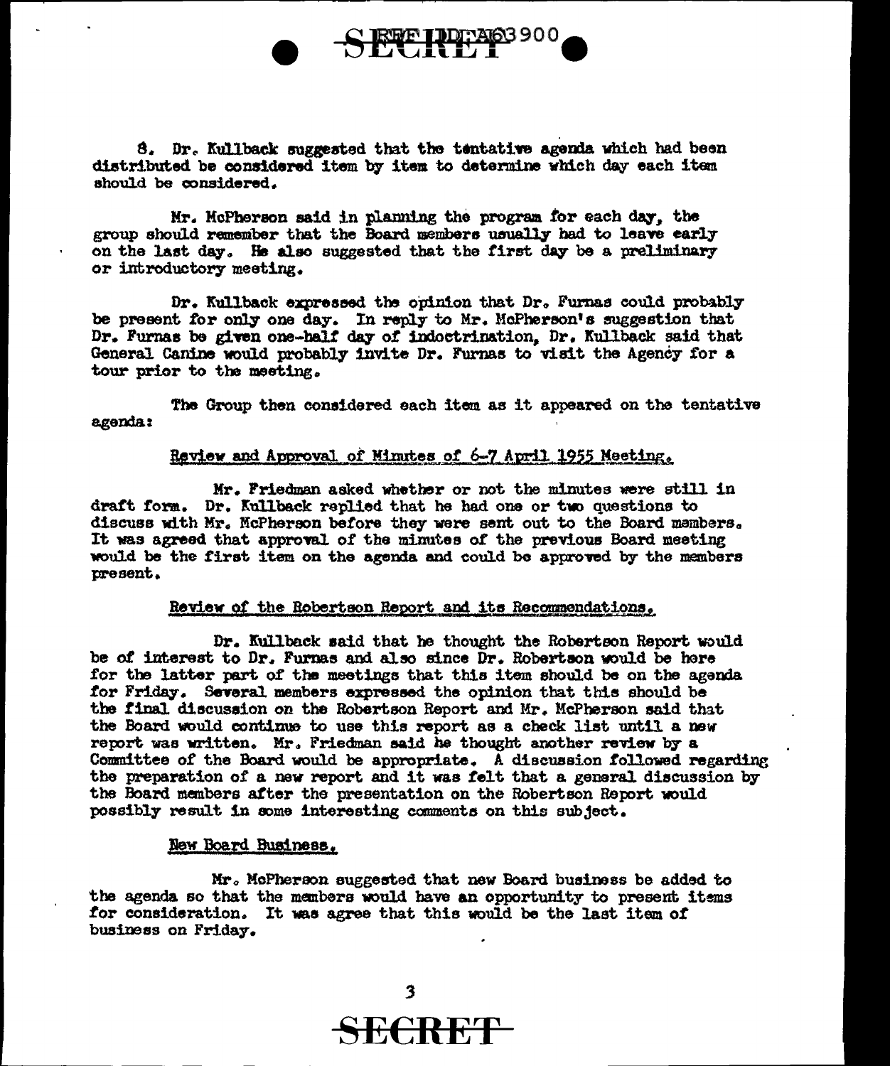8. Dr. Kullback suggested that the tentative agenda which had been distributed be considered item by item to determine which day each item should be considered.

Mr. McPherson said in planning the program for each day, the group should remember that the Board members usually had to leave early on the last day. He also suggested that the first day be a preliminary or introductory meeting.

Dr. Kullback expressed the opinion that Dr. Furnas could probably be present for only one day. In reply to Mr. McPherson's suggestion that Dr. Furnas be given one-half day of indoctrination, Dr. Kullback said that General Canine would probably invite Dr. Furnas to visit the Agency for a tour prior to the meeting.

The Group then considered each item as it appeared on the tentative agenda:

Review and Approval of Minutes of 6-7 April 1955 Meeting.

Mr. Friedman asked whether or not the minutes were still in draft form. Dr. Kullback replied that he had one or two questions to discuss with Mr. McPherson before they were sent out to the Board members. It was agreed that approval of the minutes of the previous Board meeting would be the first item on the agenda and could be approved by the members present.

Review of the Robertson Report and its Recommendations.

Dr. Kullback said that he thought the Robertson Report would be of interest to Dr. Furnas and also since Dr. Robertson would be here for the latter part of the meetings that this item should be on the agenda for Friday. Several members expressed the opinion that this should be the final discussion on the Robertson Report and Mr. McPherson said that the Board would continue to use this report as a check list until a new report was written. Mr. Friedman said he thought another review by a Committee of the Board would be appropriate. A discussion followed regarding the preparation of a new report and it was felt that a general discussion by the Board members after the presentation on the Robertson Report would possibly result in some interesting comments on this subject.

New Board Business.

Mr. McPherson suggested that new Board business be added to the agenda so that the members would have an opportunity to present items for consideration. It was agree that this would be the last item of business on Friday.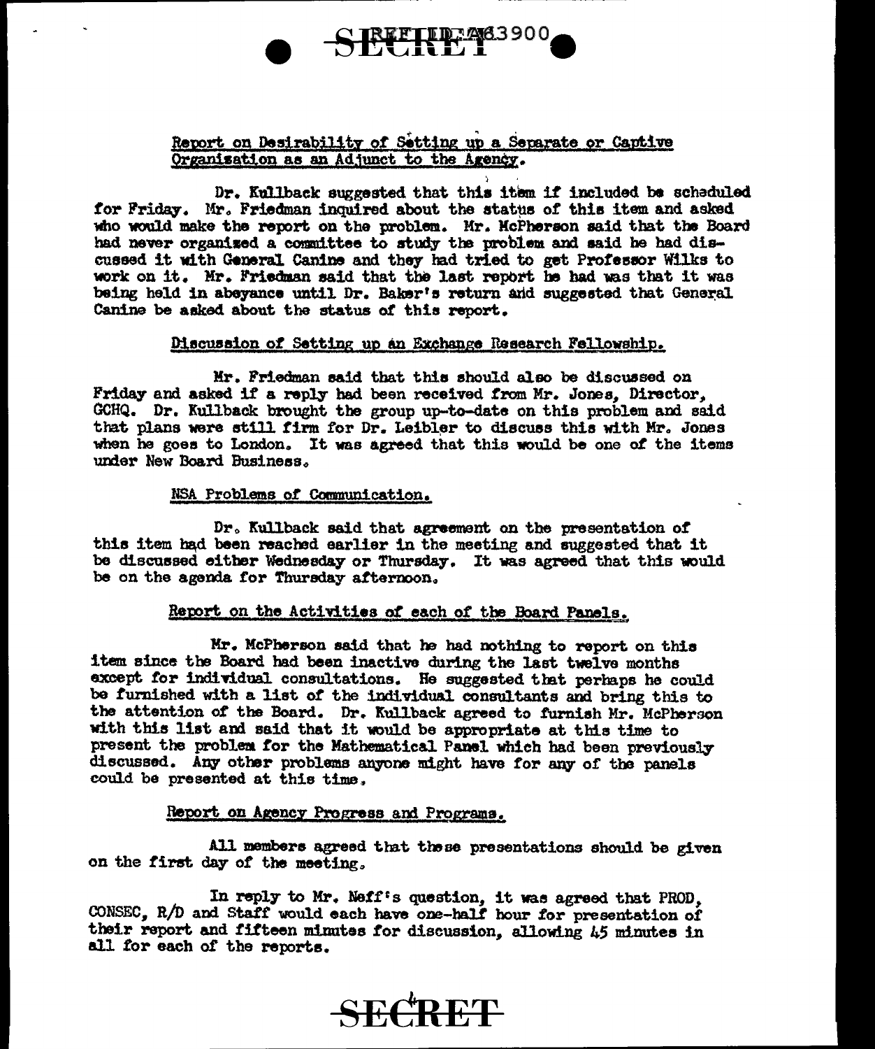## Report on Desirability of Setting up a Separate or Captive Organization as an Adjunct to the Agency.

Dr. Kullback suggested that this item if included be scheduled for Friday. Mr. Friedman inquired about the status of this item and asked who would make the report on the problem. Mr. McPherson said that the Board had never organized a committee to study the problem and said he had discussed it with General Canine and they had tried to get Professor Wilks to work on it. Mr. Friedman said that the last report he had was that it was being held in abeyance until Dr. Baker's return and suggested that General Canine be asked about the status of this report.

## Discussion of Setting up an Exchange Research Fellowship.

Mr. Friedman said that this should also be discussed on Friday and asked if a reply had been received from Mr. Jones, Director, GCHQ. Dr. Kullback brought the group up-to-date on this problem and said that plans were still firm for Dr. Leibler to discuss this with Mr. Jones when he goes to London. It was agreed that this would be one of the items under New Board Business.

## NSA Problems of Communication.

Dr. Kullback said that agreement on the presentation of this item had been reached earlier in the meeting and suggested that it be discussed either Wednesday or Thursday. It was agreed that this would be on the agenda for Thursday afternoon.

## Report on the Activities of each of the Board Panels.

Mr. McPherson said that he had nothing to report on this item since the Board had been inactive during the last twelve months except for individual consultations. He suggested that perhaps he could be furnished with a list of the individual consultants and bring this to the attention of the Board. Dr. Kullback agreed to furnish Mr. McPherson with this list and said that it would be appropriate at this time to present the problem for the Mathematical Panel which had been previously discussed. Any other problems anyone might have for any of the panels could be presented at this time.

## Report on Agency Progress and Programs.

All members agreed that these presentations should be given on the first day of the meeting.

In reply to Mr. Neff's question, it was agreed that PROD, CONSEC, R/D and Staff would each have one-half hour for presentation of their report and fifteen minutes for discussion, allowing 45 minutes in all for each of the reports.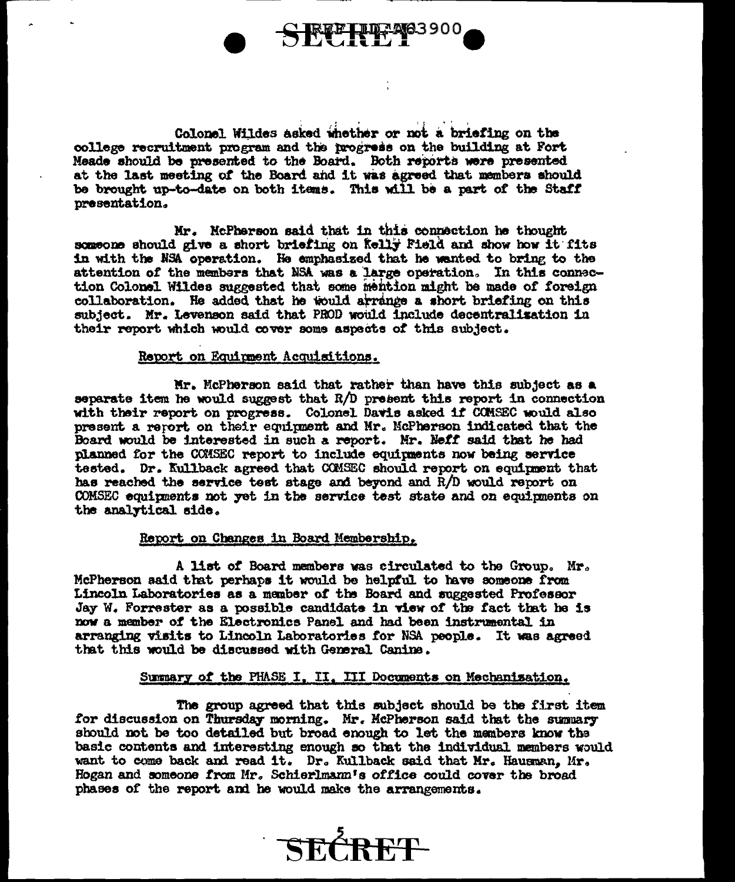Colonel Wildes asked whether or not a briefing on the college recruitment program and the progress on the building at Fort Meade should be presented to the Board. Both reports were presented at the last meeting of the Board and it was agreed that members should be brought up-to-date on both items. This will be a part of the Staff presentation.

Mr. McPherson said that in this connection he thought someone should give a short briefing on Kelly Field and show how it fits in with the NSA operation. He emphasized that he wanted to bring to the attention of the members that NSA was a large operation. In this connection Colonel Wildes suggested that some mention might be made of foreign collaboration. He added that he would arrange a short briefing on this subject. Mr. Levenson said that PROD would include decentralization in their report which would cover some aspects of this subject.

Report on Equipment Acquisitions.

Mr. McPherson said that rather than have this subject as a separate item he would suggest that R/D present this report in connection with their report on progress. Colonel Davis asked if COMSEC would also present a report on their equipment and Mr. McPherson indicated that the Board would be interested in such a report. Mr. Neff said that he had planned for the COMSEC report to include equipments now being service tested. Dr. Kullback agreed that COMSEC should report on equipment that has reached the service test stage and beyond and R/D would report on COMSEC equipments not yet in the service test state and on equipments on the analytical side.

Report on Changes in Board Membership.

A list of Board members was circulated to the Group. Mr. McPherson said that perhaps it would be helpful to have someone from Lincoln Laboratories as a member of the Board and suggested Professor Jay W. Forrester as a possible candidate in view of the fact that he is now a member of the Electronics Panel and had been instrumental in arranging visits to Lincoln Laboratories for NSA people. It was agreed that this would be discussed with General Canine.

Summary of the PHASE I, II, III Documents on Mechanization.

The group agreed that this subject should be the first item for discussion on Thursday morning. Mr. McPherson said that the summary should not be too detailed but broad enough to let the members know the basic contents and interesting enough so that the individual members would want to come back and read it. Dr. Kullback said that Mr. Hausman, Mr. Hogan and someone from Mr. Schierlmann's office could cover the broad phases of the report and he would make the arrangements.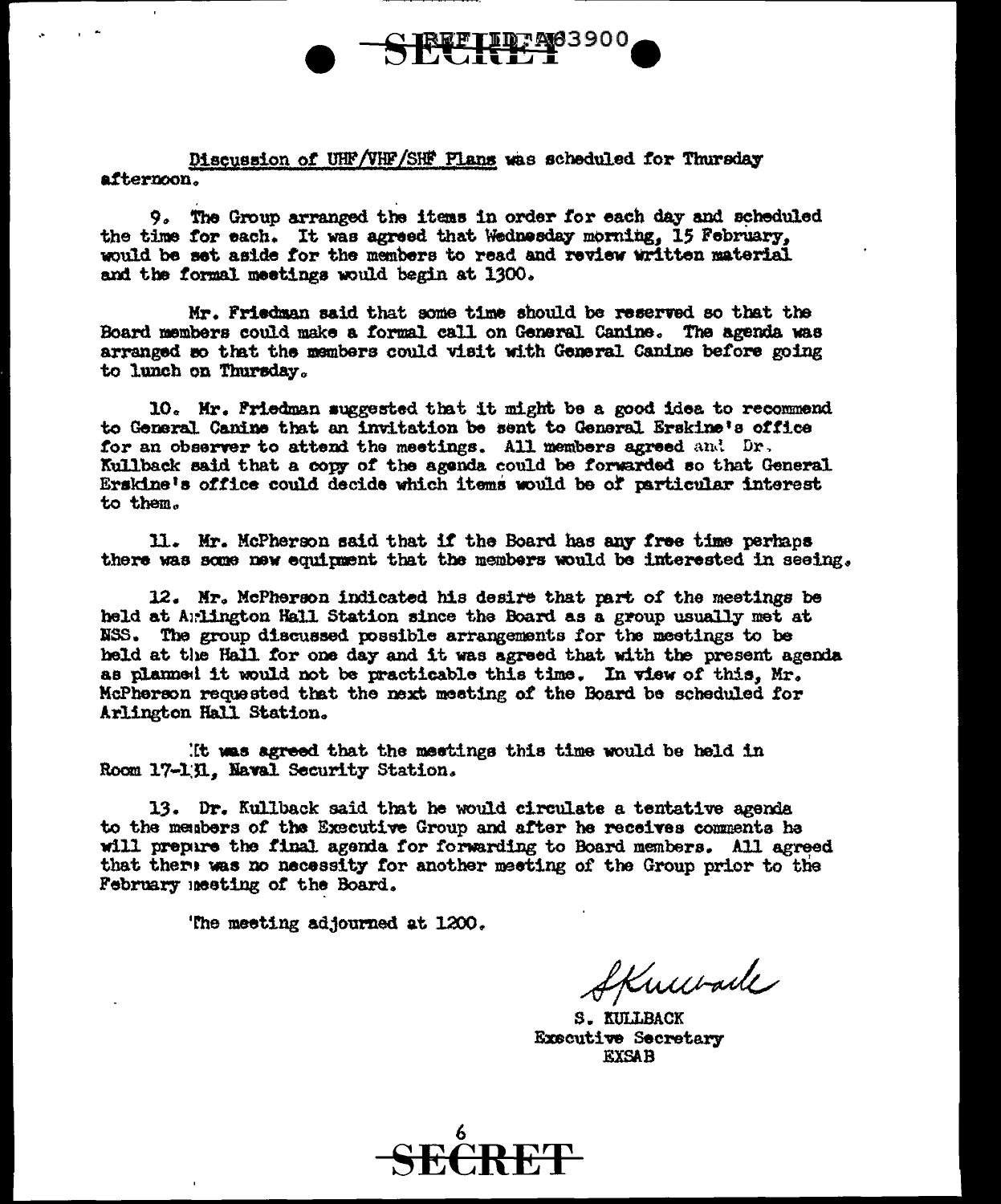Discussion of UHF/VHF/SHF Plans was scheduled for Thursday afternoon.

9. The Group arranged the items in order for each day and scheduled the time for each. It was agreed that Wednesday morning, 15 February, would be set aside for the members to read and review written material and the formal meetings would begin at 1300.

Mr. Friedman said that some time should be reserved so that the Board members could make a formal call on General Canine. The agenda was arranged so that the members could visit with General Canine before going to lunch on Thursday.

10. Mr. Friedman suggested that it might be a good idea to recommend to General Canine that an invitation be sent to General Erskine's office for an observer to attend the meetings. All members agreed and Dr. Kullback said that a copy of the agenda could be forwarded so that General Erskine's office could decide which items would be of particular interest to them.

11. Mr. McPherson said that if the Board has any free time perhaps there was some new equipment that the members would be interested in seeing.

12. Mr. McPherson indicated his desire that part of the meetings be held at Arlington Hall Station since the Board as a group usually met at NSS. The group discussed possible arrangements for the meetings to be held at the Hall for one day and it was agreed that with the present agenda as planned it would not be practicable this time. In view of this, Mr. McPherson requested that the next meeting of the Board be scheduled for Arlington Hall Station.

It was agreed that the meetings this time would be held in Room 17-131, Naval Security Station.

13. Dr. Kullback said that he would circulate a tentative agenda to the members of the Executive Group and after he receives comments he will prepare the final agenda for forwarding to Board members. All agreed that there was no necessity for another meeting of the Group prior to the February meeting of the Board.

The meeting adjourned at 1200.

S. Kullback

S. KULLBACK
Executive Secretary
EXSAB

**SECRET**